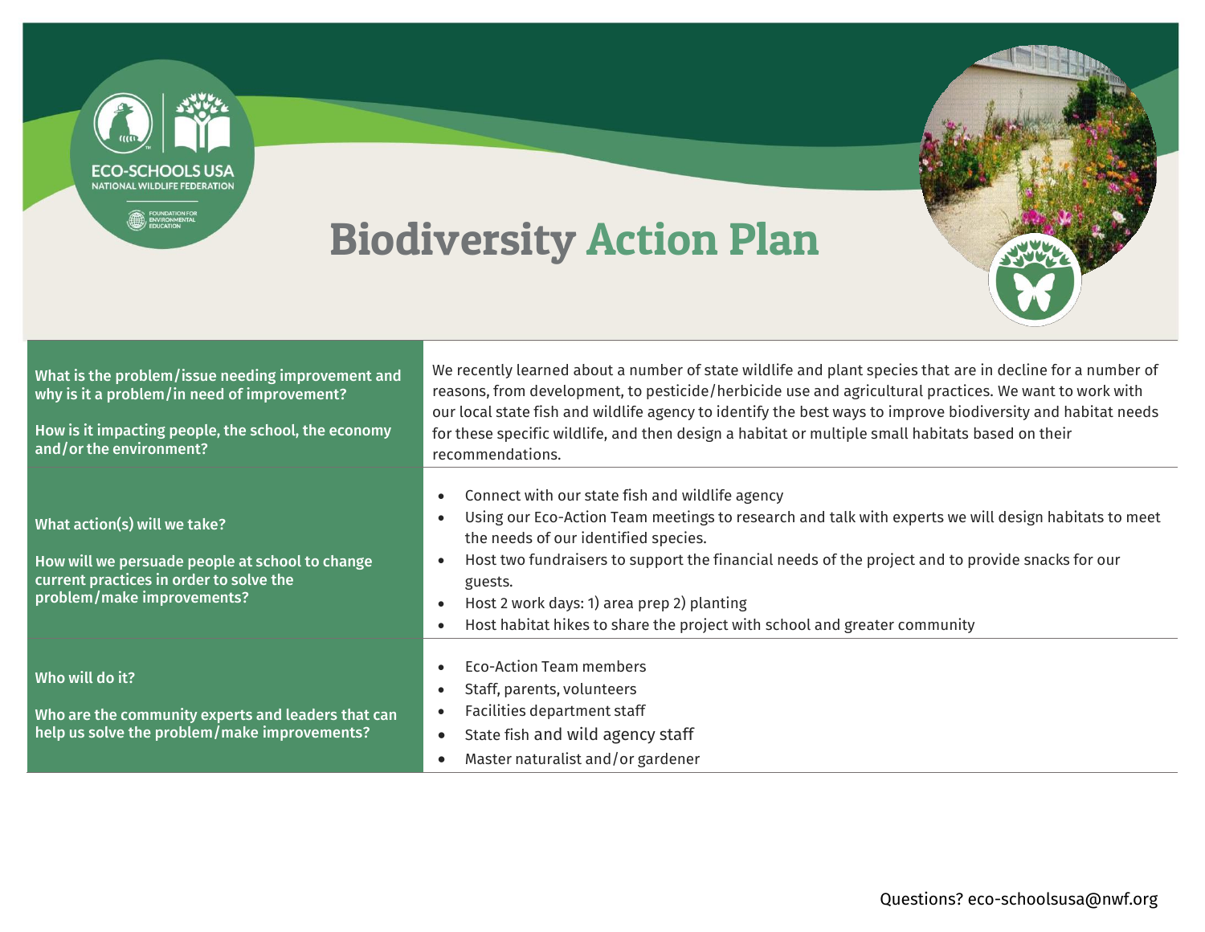# Biodiversity Action Plan

| What is the problem/issue needing improvement and why is it a problem/in need of improvement? How is it impacting people, the school, the economy and/or the environment? | We recently learned about a number of state wildlife and plant species that are in decline for a number of reasons, from development, to pesticide/herbicide use and agricultural practices. We want to work with our local state fish and wildlife agency to identify the best ways to improve biodiversity and habitat needs for these specific wildlife, and then design a habitat or multiple small habitats based on their recommendations. |
|---|---|
| What action(s) will we take? How will we persuade people at school to change current practices in order to solve the problem/make improvements? | • Connect with our state fish and wildlife agency<br>• Using our Eco-Action Team meetings to research and talk with experts we will design habitats to meet the needs of our identified species.<br>• Host two fundraisers to support the financial needs of the project and to provide snacks for our guests.<br>• Host 2 work days: 1) area prep 2) planting<br>• Host habitat hikes to share the project with school and greater community |
| Who will do it? Who are the community experts and leaders that can help us solve the problem/make improvements? | • Eco-Action Team members<br>• Staff, parents, volunteers<br>• Facilities department staff<br>• State fish and wild agency staff<br>• Master naturalist and/or gardener |

Questions? eco-schoolsusa@nwf.org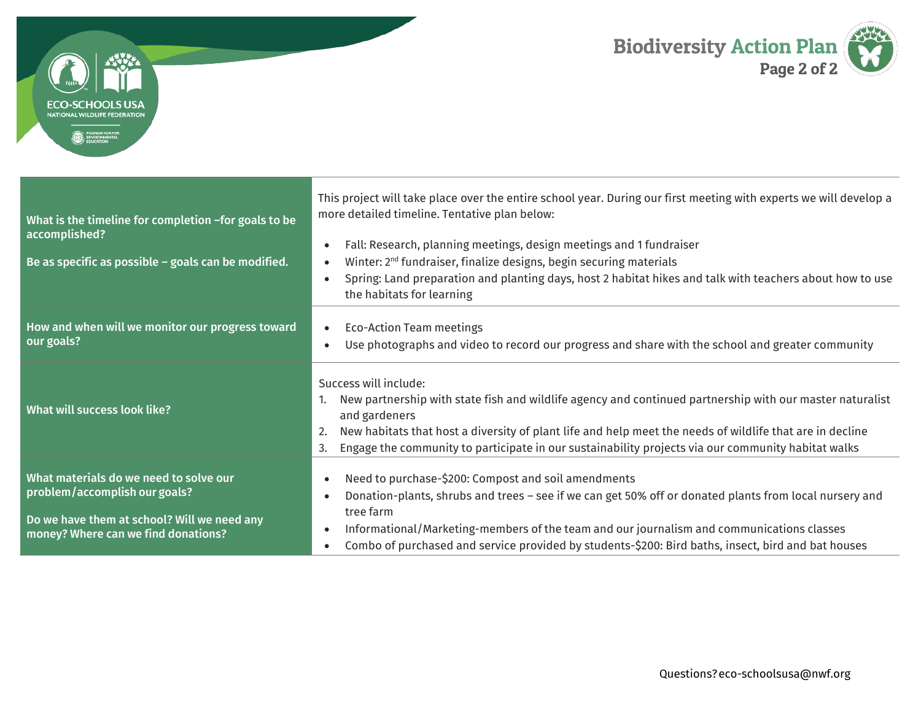| | |
|---|---|
| **What is the timeline for completion –for goals to be accomplished?**<br><br>**Be as specific as possible – goals can be modified.** | This project will take place over the entire school year. During our first meeting with experts we will develop a more detailed timeline. Tentative plan below:<br><br>• Fall: Research, planning meetings, design meetings and 1 fundraiser<br>• Winter: 2nd fundraiser, finalize designs, begin securing materials<br>• Spring: Land preparation and planting days, host 2 habitat hikes and talk with teachers about how to use the habitats for learning |
| **How and when will we monitor our progress toward our goals?** | • Eco-Action Team meetings<br>• Use photographs and video to record our progress and share with the school and greater community |
| **What will success look like?** | Success will include:<br>1. New partnership with state fish and wildlife agency and continued partnership with our master naturalist and gardeners<br>2. New habitats that host a diversity of plant life and help meet the needs of wildlife that are in decline<br>3. Engage the community to participate in our sustainability projects via our community habitat walks |
| **What materials do we need to solve our problem/accomplish our goals?**<br><br>**Do we have them at school? Will we need any money? Where can we find donations?** | • Need to purchase-$200: Compost and soil amendments<br>• Donation-plants, shrubs and trees – see if we can get 50% off or donated plants from local nursery and tree farm<br>• Informational/Marketing-members of the team and our journalism and communications classes<br>• Combo of purchased and service provided by students-$200: Bird baths, insect, bird and bat houses |

Questions? eco-schoolsusa@nwf.org